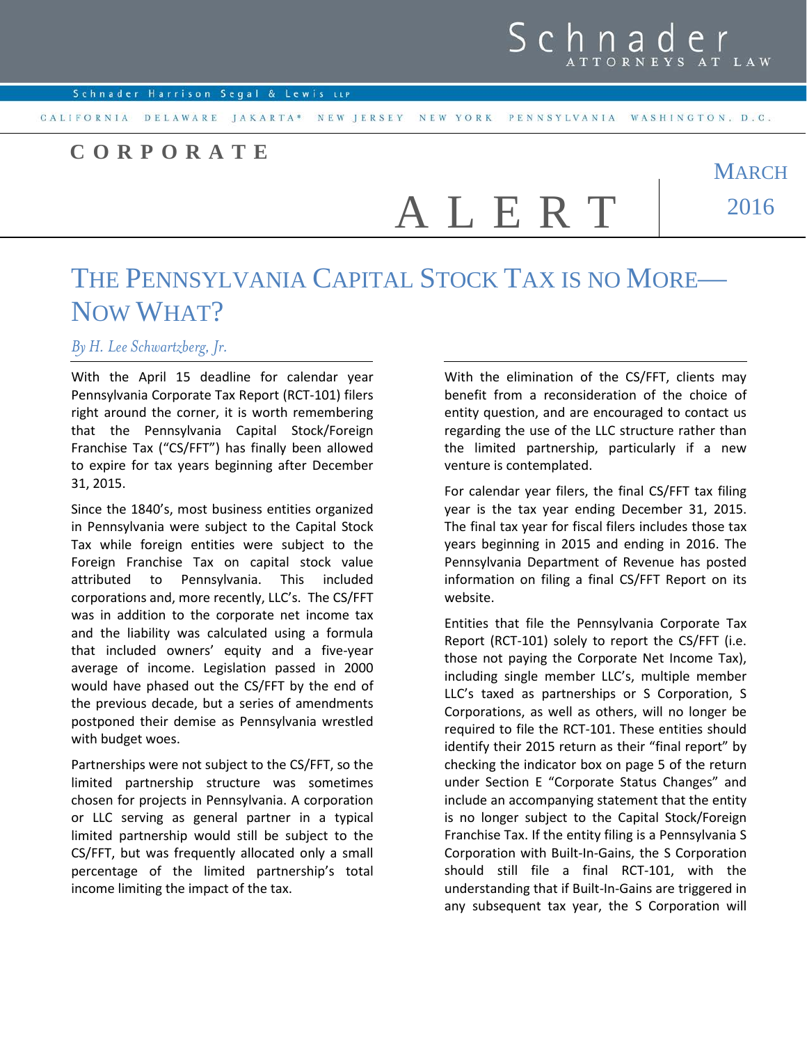Schnader ATTORNEYS AT LAW

Schnader Harrison Segal & Lewis LLP

CALIFORNIA DELAWARE JAKARTA* NEW JERSEY NEW YORK PENNSYLVANIA WASHINGTON, D.C.

**CORPORATE ALERT**

MARCH 2016

# THE PENNSYLVANIA CAPITAL STOCK TAX IS NO MORE—NOW WHAT?

*By H. Lee Schwartzberg, Jr.*

With the April 15 deadline for calendar year Pennsylvania Corporate Tax Report (RCT-101) filers right around the corner, it is worth remembering that the Pennsylvania Capital Stock/Foreign Franchise Tax ("CS/FFT") has finally been allowed to expire for tax years beginning after December 31, 2015.

Since the 1840's, most business entities organized in Pennsylvania were subject to the Capital Stock Tax while foreign entities were subject to the Foreign Franchise Tax on capital stock value attributed to Pennsylvania. This included corporations and, more recently, LLC's. The CS/FFT was in addition to the corporate net income tax and the liability was calculated using a formula that included owners' equity and a five-year average of income. Legislation passed in 2000 would have phased out the CS/FFT by the end of the previous decade, but a series of amendments postponed their demise as Pennsylvania wrestled with budget woes.

Partnerships were not subject to the CS/FFT, so the limited partnership structure was sometimes chosen for projects in Pennsylvania. A corporation or LLC serving as general partner in a typical limited partnership would still be subject to the CS/FFT, but was frequently allocated only a small percentage of the limited partnership's total income limiting the impact of the tax.

With the elimination of the CS/FFT, clients may benefit from a reconsideration of the choice of entity question, and are encouraged to contact us regarding the use of the LLC structure rather than the limited partnership, particularly if a new venture is contemplated.

For calendar year filers, the final CS/FFT tax filing year is the tax year ending December 31, 2015. The final tax year for fiscal filers includes those tax years beginning in 2015 and ending in 2016. The Pennsylvania Department of Revenue has posted information on filing a final CS/FFT Report on its website.

Entities that file the Pennsylvania Corporate Tax Report (RCT-101) solely to report the CS/FFT (i.e. those not paying the Corporate Net Income Tax), including single member LLC's, multiple member LLC's taxed as partnerships or S Corporation, S Corporations, as well as others, will no longer be required to file the RCT-101. These entities should identify their 2015 return as their "final report" by checking the indicator box on page 5 of the return under Section E "Corporate Status Changes" and include an accompanying statement that the entity is no longer subject to the Capital Stock/Foreign Franchise Tax. If the entity filing is a Pennsylvania S Corporation with Built-In-Gains, the S Corporation should still file a final RCT-101, with the understanding that if Built-In-Gains are triggered in any subsequent tax year, the S Corporation will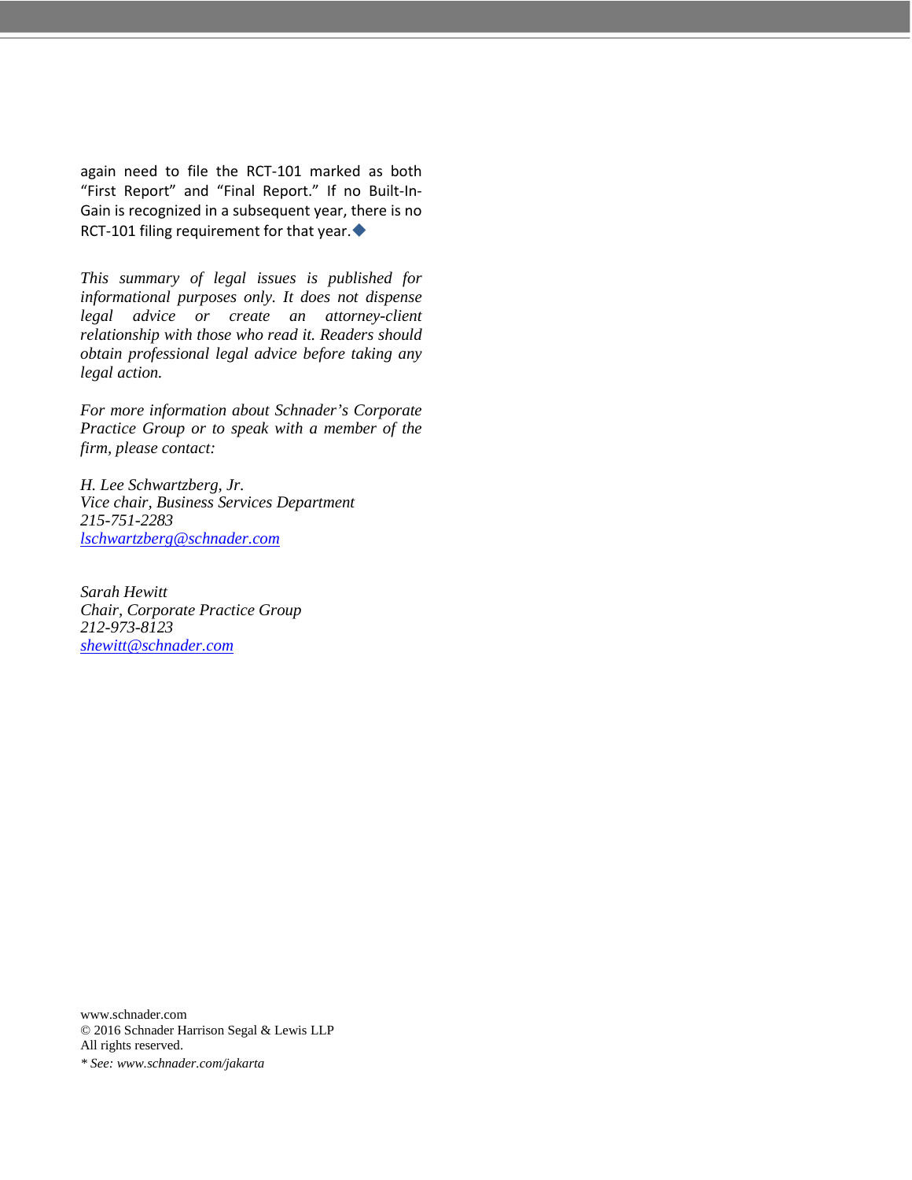again need to file the RCT-101 marked as both "First Report" and "Final Report." If no Built-In-Gain is recognized in a subsequent year, there is no RCT-101 filing requirement for that year.◆

*This summary of legal issues is published for informational purposes only. It does not dispense legal advice or create an attorney-client relationship with those who read it. Readers should obtain professional legal advice before taking any legal action.*

*For more information about Schnader's Corporate Practice Group or to speak with a member of the firm, please contact:*

*H. Lee Schwartzberg, Jr.*
*Vice chair, Business Services Department*
*215-751-2283*
*lschwartzberg@schnader.com*

*Sarah Hewitt*
*Chair, Corporate Practice Group*
*212-973-8123*
*shewitt@schnader.com*

www.schnader.com
© 2016 Schnader Harrison Segal & Lewis LLP
All rights reserved.
*\* See: www.schnader.com/jakarta*